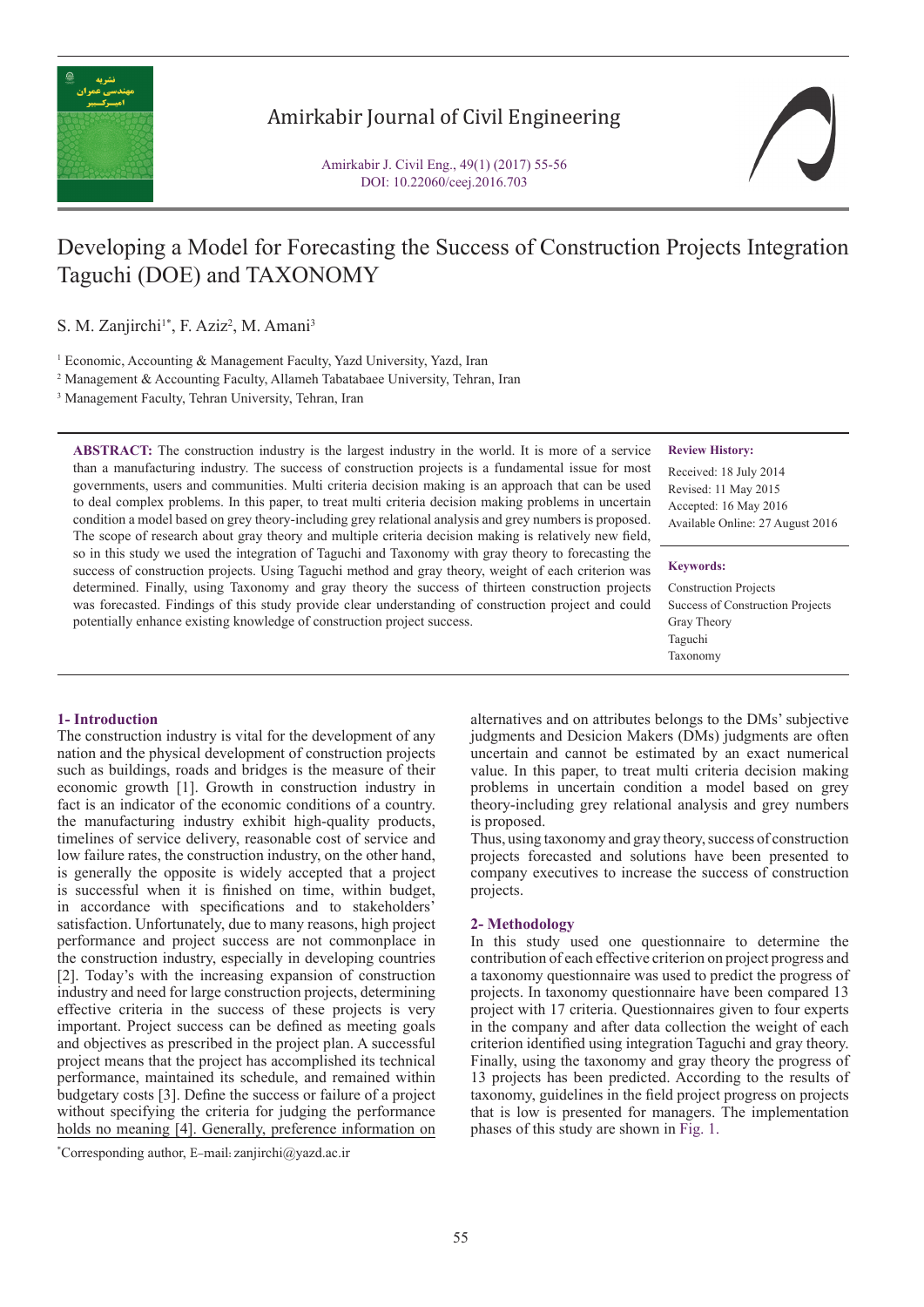# Developing a Model for Forecasting the Success of Construction Projects Integration Taguchi (DOE) and TAXONOMY

S. M. Zanjirchi[1*], F. Aziz[2], M. Amani[3]

[1] Economic, Accounting & Management Faculty, Yazd University, Yazd, Iran

[2] Management & Accounting Faculty, Allameh Tabatabaee University, Tehran, Iran

[3] Management Faculty, Tehran University, Tehran, Iran

**ABSTRACT:** The construction industry is the largest industry in the world. It is more of a service than a manufacturing industry. The success of construction projects is a fundamental issue for most governments, users and communities. Multi criteria decision making is an approach that can be used to deal complex problems. In this paper, to treat multi criteria decision making problems in uncertain condition a model based on grey theory-including grey relational analysis and grey numbers is proposed. The scope of research about gray theory and multiple criteria decision making is relatively new field, so in this study we used the integration of Taguchi and Taxonomy with gray theory to forecasting the success of construction projects. Using Taguchi method and gray theory, weight of each criterion was determined. Finally, using Taxonomy and gray theory the success of thirteen construction projects was forecasted. Findings of this study provide clear understanding of construction project and could potentially enhance existing knowledge of construction project success.

**Review History:**

Received: 18 July 2014
Revised: 11 May 2015
Accepted: 16 May 2016
Available Online: 27 August 2016

**Keywords:**

Construction Projects
Success of Construction Projects
Gray Theory
Taguchi
Taxonomy

## 1- Introduction

The construction industry is vital for the development of any nation and the physical development of construction projects such as buildings, roads and bridges is the measure of their economic growth [1]. Growth in construction industry in fact is an indicator of the economic conditions of a country. the manufacturing industry exhibit high-quality products, timelines of service delivery, reasonable cost of service and low failure rates, the construction industry, on the other hand, is generally the opposite is widely accepted that a project is successful when it is finished on time, within budget, in accordance with specifications and to stakeholders' satisfaction. Unfortunately, due to many reasons, high project performance and project success are not commonplace in the construction industry, especially in developing countries [2]. Today's with the increasing expansion of construction industry and need for large construction projects, determining effective criteria in the success of these projects is very important. Project success can be defined as meeting goals and objectives as prescribed in the project plan. A successful project means that the project has accomplished its technical performance, maintained its schedule, and remained within budgetary costs [3]. Define the success or failure of a project without specifying the criteria for judging the performance holds no meaning [4]. Generally, preference information on alternatives and on attributes belongs to the DMs' subjective judgments and Desicion Makers (DMs) judgments are often uncertain and cannot be estimated by an exact numerical value. In this paper, to treat multi criteria decision making problems in uncertain condition a model based on grey theory-including grey relational analysis and grey numbers is proposed.

Thus, using taxonomy and gray theory, success of construction projects forecasted and solutions have been presented to company executives to increase the success of construction projects.

## 2- Methodology

In this study used one questionnaire to determine the contribution of each effective criterion on project progress and a taxonomy questionnaire was used to predict the progress of projects. In taxonomy questionnaire have been compared 13 project with 17 criteria. Questionnaires given to four experts in the company and after data collection the weight of each criterion identified using integration Taguchi and gray theory. Finally, using the taxonomy and gray theory the progress of 13 projects has been predicted. According to the results of taxonomy, guidelines in the field project progress on projects that is low is presented for managers. The implementation phases of this study are shown in Fig. 1.

*Corresponding author, E-mail: zanjirchi@yazd.ac.ir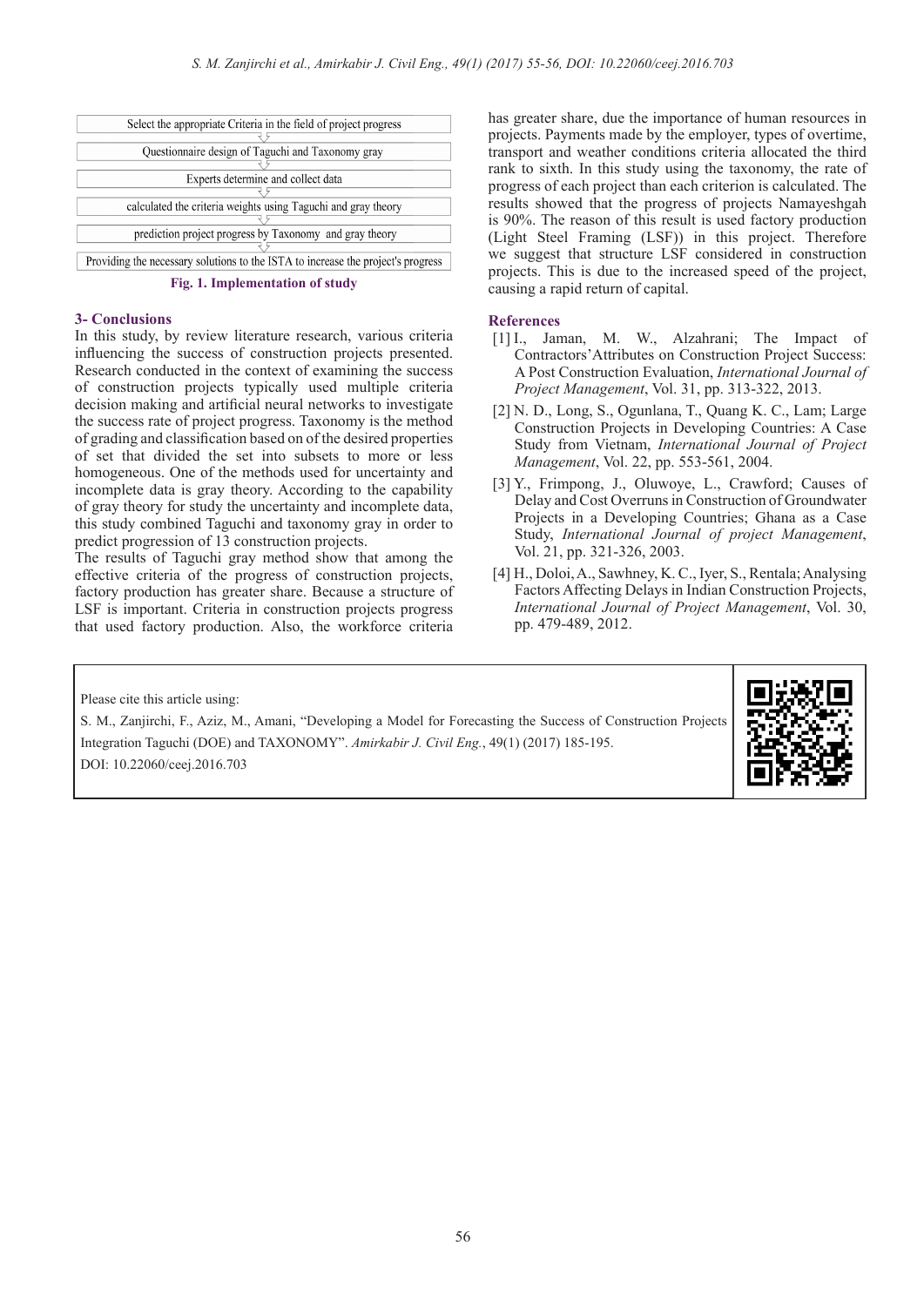Select the appropriate Criteria in the field of project progress

Questionnaire design of Taguchi and Taxonomy gray

Experts determine and collect data

calculated the criteria weights using Taguchi and gray theory

prediction project progress by Taxonomy and gray theory

Providing the necessary solutions to the ISTA to increase the project's progress

**Fig. 1. Implementation of study**

## 3- Conclusions

In this study, by review literature research, various criteria influencing the success of construction projects presented. Research conducted in the context of examining the success of construction projects typically used multiple criteria decision making and artificial neural networks to investigate the success rate of project progress. Taxonomy is the method of grading and classification based on of the desired properties of set that divided the set into subsets to more or less homogeneous. One of the methods used for uncertainty and incomplete data is gray theory. According to the capability of gray theory for study the uncertainty and incomplete data, this study combined Taguchi and taxonomy gray in order to predict progression of 13 construction projects.

The results of Taguchi gray method show that among the effective criteria of the progress of construction projects, factory production has greater share. Because a structure of LSF is important. Criteria in construction projects progress that used factory production. Also, the workforce criteria has greater share, due the importance of human resources in projects. Payments made by the employer, types of overtime, transport and weather conditions criteria allocated the third rank to sixth. In this study using the taxonomy, the rate of progress of each project than each criterion is calculated. The results showed that the progress of projects Namayeshgah is 90%. The reason of this result is used factory production (Light Steel Framing (LSF)) in this project. Therefore we suggest that structure LSF considered in construction projects. This is due to the increased speed of the project, causing a rapid return of capital.

## References

[1] I., Jaman, M. W., Alzahrani; The Impact of Contractors' Attributes on Construction Project Success: A Post Construction Evaluation, *International Journal of Project Management*, Vol. 31, pp. 313-322, 2013.

[2] N. D., Long, S., Ogunlana, T., Quang K. C., Lam; Large Construction Projects in Developing Countries: A Case Study from Vietnam, *International Journal of Project Management*, Vol. 22, pp. 553-561, 2004.

[3] Y., Frimpong, J., Oluwoye, L., Crawford; Causes of Delay and Cost Overruns in Construction of Groundwater Projects in a Developing Countries; Ghana as a Case Study, *International Journal of project Management*, Vol. 21, pp. 321-326, 2003.

[4] H., Doloi, A., Sawhney, K. C., Iyer, S., Rentala; Analysing Factors Affecting Delays in Indian Construction Projects, *International Journal of Project Management*, Vol. 30, pp. 479-489, 2012.

Please cite this article using:

S. M., Zanjirchi, F., Aziz, M., Amani, "Developing a Model for Forecasting the Success of Construction Projects Integration Taguchi (DOE) and TAXONOMY". *Amirkabir J. Civil Eng.*, 49(1) (2017) 185-195.

DOI: 10.22060/ceej.2016.703